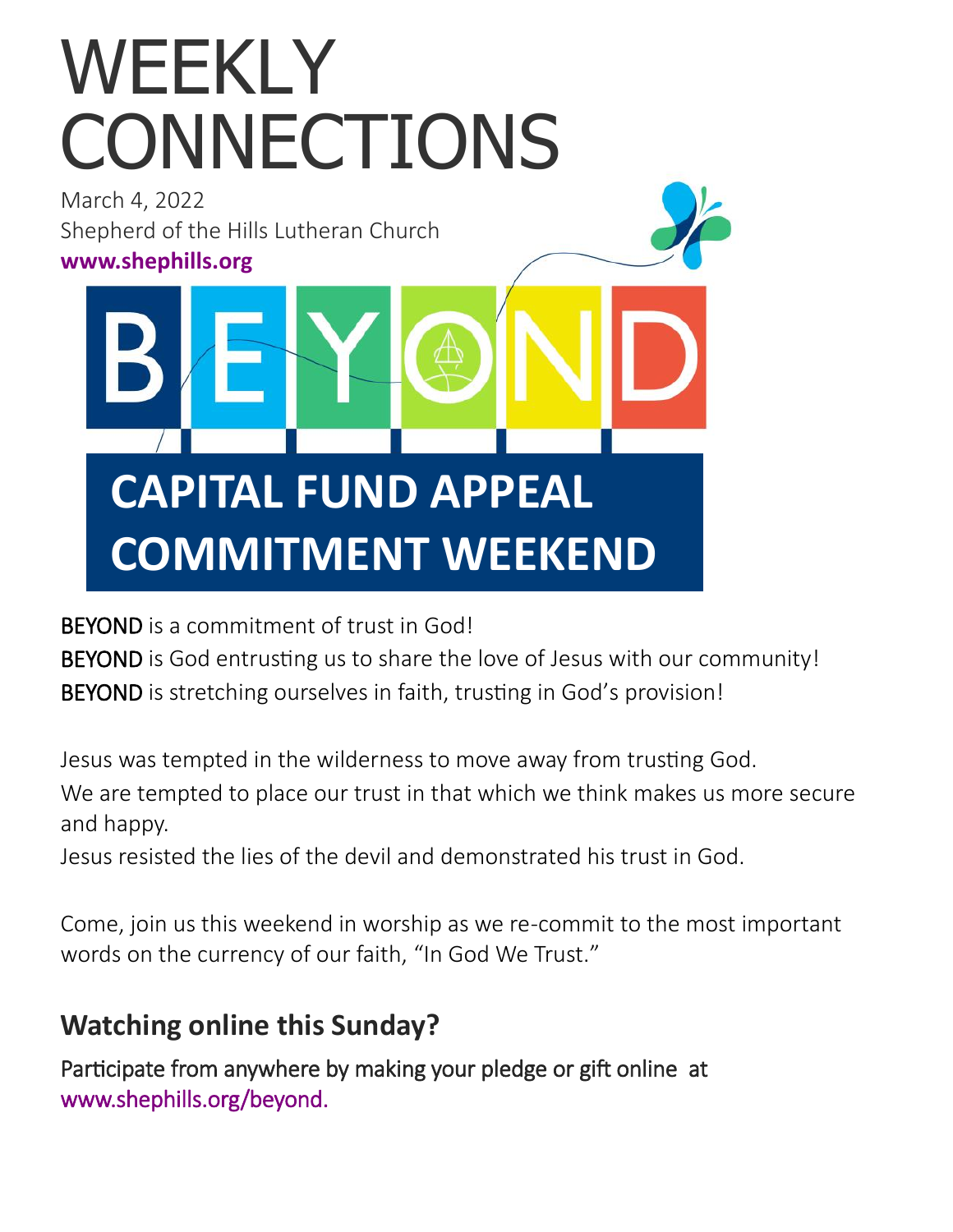# WEEKLY CONNECTIONS

March 4, 2022
Shepherd of the Hills Lutheran Church
**www.shephills.org**

BEYOND

**CAPITAL FUND APPEAL COMMITMENT WEEKEND**

BEYOND is a commitment of trust in God!
BEYOND is God entrusting us to share the love of Jesus with our community!
BEYOND is stretching ourselves in faith, trusting in God's provision!

Jesus was tempted in the wilderness to move away from trusting God.
We are tempted to place our trust in that which we think makes us more secure and happy.
Jesus resisted the lies of the devil and demonstrated his trust in God.

Come, join us this weekend in worship as we re-commit to the most important words on the currency of our faith, "In God We Trust."

## Watching online this Sunday?

Participate from anywhere by making your pledge or gift online at www.shephills.org/beyond.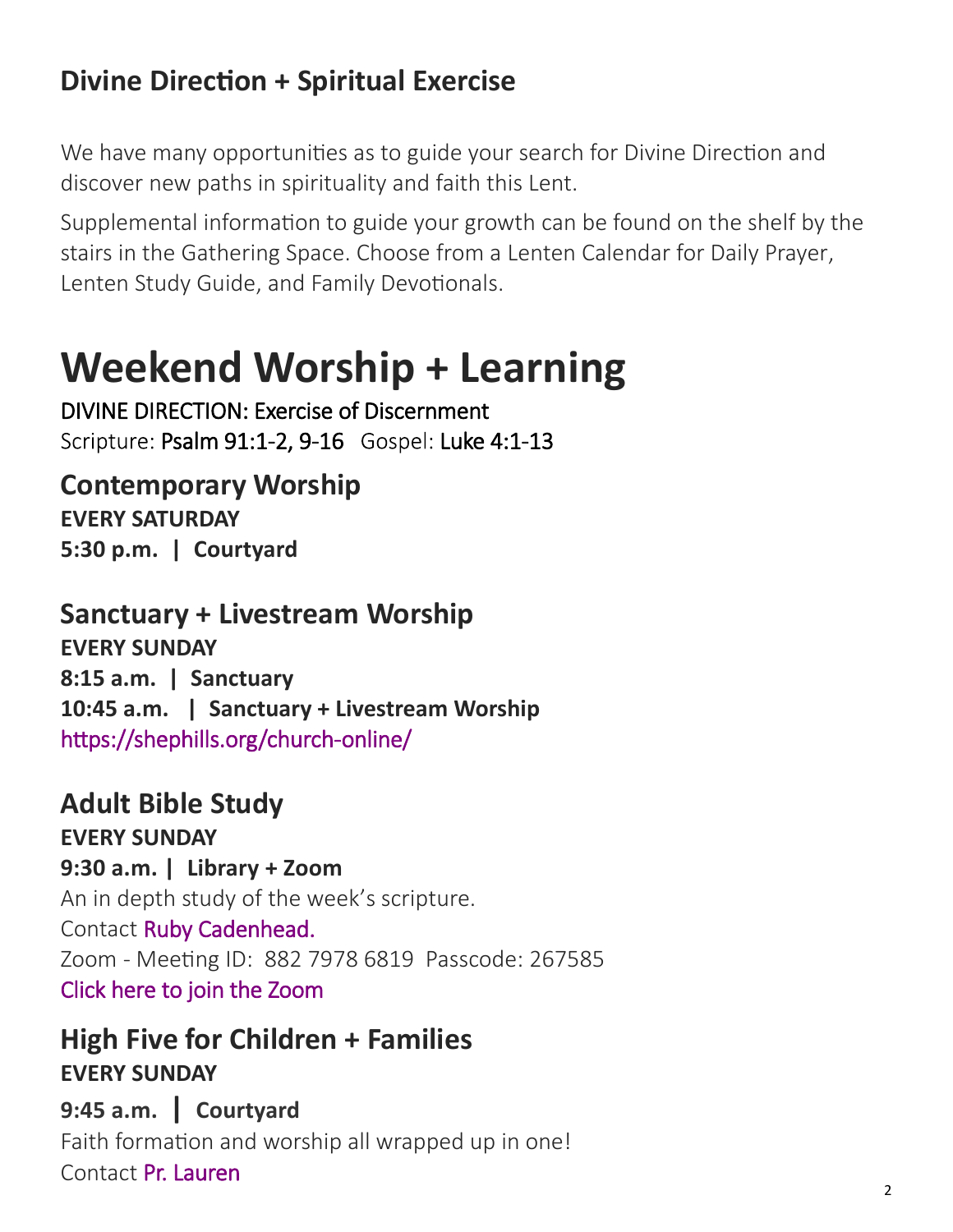## Divine Direction + Spiritual Exercise

We have many opportunities as to guide your search for Divine Direction and discover new paths in spirituality and faith this Lent.

Supplemental information to guide your growth can be found on the shelf by the stairs in the Gathering Space. Choose from a Lenten Calendar for Daily Prayer, Lenten Study Guide, and Family Devotionals.

# Weekend Worship + Learning

DIVINE DIRECTION: Exercise of Discernment
Scripture: Psalm 91:1-2, 9-16 Gospel: Luke 4:1-13

## Contemporary Worship

**EVERY SATURDAY**
**5:30 p.m. | Courtyard**

## Sanctuary + Livestream Worship

**EVERY SUNDAY**
**8:15 a.m. | Sanctuary**
**10:45 a.m. | Sanctuary + Livestream Worship**
https://shephills.org/church-online/

## Adult Bible Study

**EVERY SUNDAY**
**9:30 a.m. | Library + Zoom**
An in depth study of the week's scripture.
Contact Ruby Cadenhead.
Zoom - Meeting ID: 882 7978 6819 Passcode: 267585
Click here to join the Zoom

## High Five for Children + Families

**EVERY SUNDAY**
**9:45 a.m. | Courtyard**
Faith formation and worship all wrapped up in one!
Contact Pr. Lauren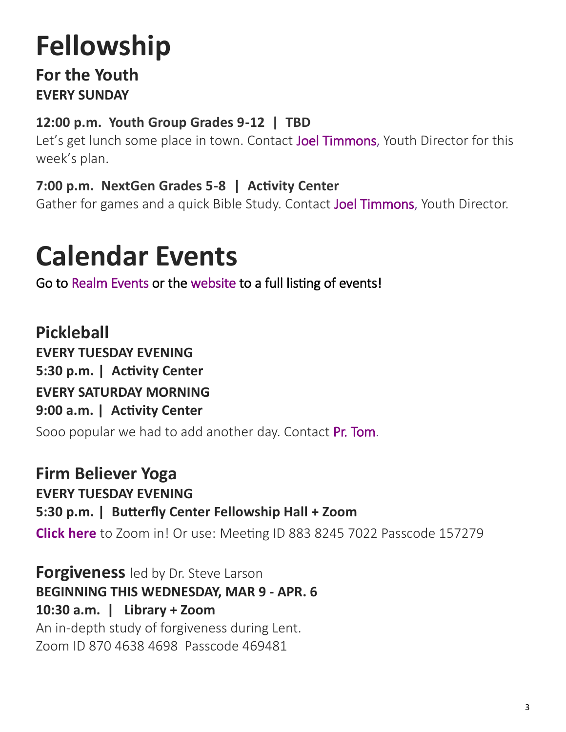# Fellowship

## For the Youth

**EVERY SUNDAY**

**12:00 p.m. Youth Group Grades 9-12 | TBD**

Let's get lunch some place in town. Contact Joel Timmons, Youth Director for this week's plan.

**7:00 p.m. NextGen Grades 5-8 | Activity Center**

Gather for games and a quick Bible Study. Contact Joel Timmons, Youth Director.

# Calendar Events

Go to Realm Events or the website to a full listing of events!

## Pickleball

**EVERY TUESDAY EVENING**

**5:30 p.m. | Activity Center**

**EVERY SATURDAY MORNING**

**9:00 a.m. | Activity Center**

Sooo popular we had to add another day. Contact Pr. Tom.

## Firm Believer Yoga

**EVERY TUESDAY EVENING**

**5:30 p.m. | Butterfly Center Fellowship Hall + Zoom**

**Click here** to Zoom in! Or use: Meeting ID 883 8245 7022 Passcode 157279

## Forgiveness led by Dr. Steve Larson

**BEGINNING THIS WEDNESDAY, MAR 9 - APR. 6**

**10:30 a.m. | Library + Zoom**

An in-depth study of forgiveness during Lent.
Zoom ID 870 4638 4698 Passcode 469481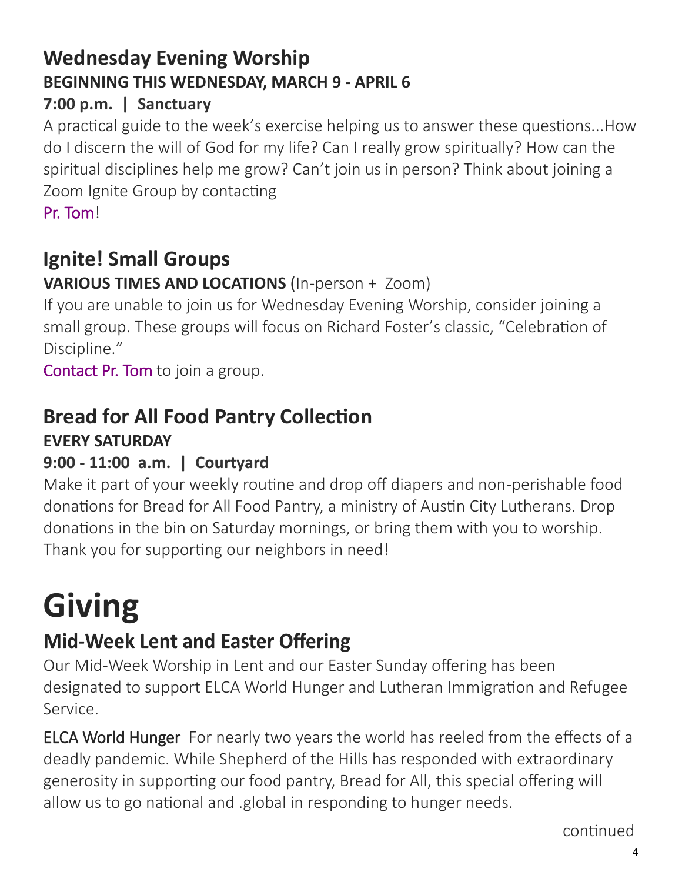## Wednesday Evening Worship

**BEGINNING THIS WEDNESDAY, MARCH 9 - APRIL 6**

**7:00 p.m. | Sanctuary**

A practical guide to the week's exercise helping us to answer these questions...How do I discern the will of God for my life? Can I really grow spiritually? How can the spiritual disciplines help me grow? Can't join us in person? Think about joining a Zoom Ignite Group by contacting Pr. Tom!

## Ignite! Small Groups

**VARIOUS TIMES AND LOCATIONS** (In-person + Zoom)

If you are unable to join us for Wednesday Evening Worship, consider joining a small group. These groups will focus on Richard Foster's classic, "Celebration of Discipline."

Contact Pr. Tom to join a group.

## Bread for All Food Pantry Collection

**EVERY SATURDAY**

**9:00 - 11:00 a.m. | Courtyard**

Make it part of your weekly routine and drop off diapers and non-perishable food donations for Bread for All Food Pantry, a ministry of Austin City Lutherans. Drop donations in the bin on Saturday mornings, or bring them with you to worship. Thank you for supporting our neighbors in need!

# Giving

## Mid-Week Lent and Easter Offering

Our Mid-Week Worship in Lent and our Easter Sunday offering has been designated to support ELCA World Hunger and Lutheran Immigration and Refugee Service.

ELCA World Hunger For nearly two years the world has reeled from the effects of a deadly pandemic. While Shepherd of the Hills has responded with extraordinary generosity in supporting our food pantry, Bread for All, this special offering will allow us to go national and .global in responding to hunger needs.

continued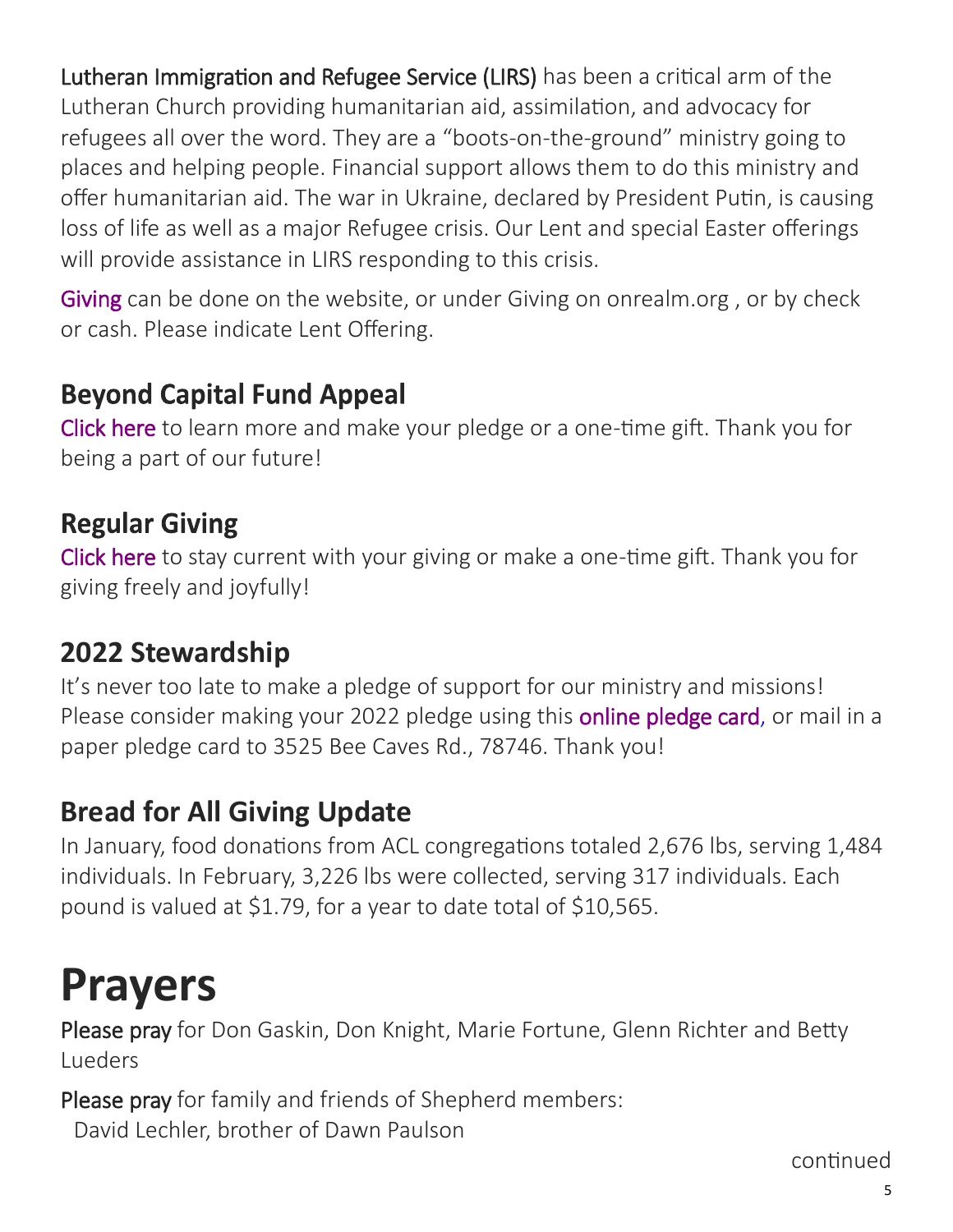Lutheran Immigration and Refugee Service (LIRS) has been a critical arm of the Lutheran Church providing humanitarian aid, assimilation, and advocacy for refugees all over the word. They are a "boots-on-the-ground" ministry going to places and helping people. Financial support allows them to do this ministry and offer humanitarian aid. The war in Ukraine, declared by President Putin, is causing loss of life as well as a major Refugee crisis. Our Lent and special Easter offerings will provide assistance in LIRS responding to this crisis.

Giving can be done on the website, or under Giving on onrealm.org , or by check or cash. Please indicate Lent Offering.

## Beyond Capital Fund Appeal

Click here to learn more and make your pledge or a one-time gift. Thank you for being a part of our future!

## Regular Giving

Click here to stay current with your giving or make a one-time gift. Thank you for giving freely and joyfully!

## 2022 Stewardship

It's never too late to make a pledge of support for our ministry and missions! Please consider making your 2022 pledge using this online pledge card, or mail in a paper pledge card to 3525 Bee Caves Rd., 78746. Thank you!

## Bread for All Giving Update

In January, food donations from ACL congregations totaled 2,676 lbs, serving 1,484 individuals. In February, 3,226 lbs were collected, serving 317 individuals. Each pound is valued at $1.79, for a year to date total of $10,565.

# Prayers

Please pray for Don Gaskin, Don Knight, Marie Fortune, Glenn Richter and Betty Lueders

Please pray for family and friends of Shepherd members:
David Lechler, brother of Dawn Paulson

continued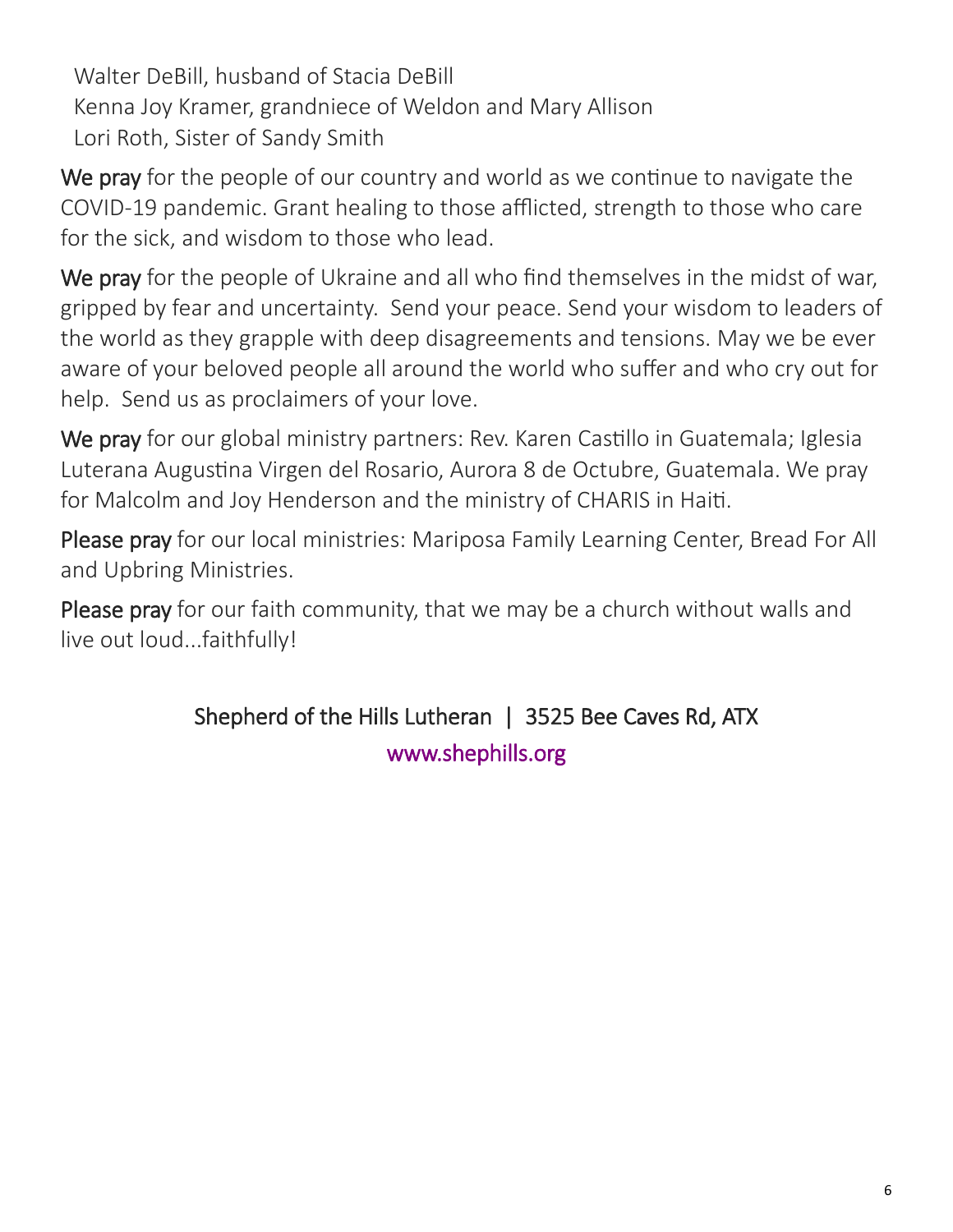Walter DeBill, husband of Stacia DeBill
Kenna Joy Kramer, grandniece of Weldon and Mary Allison
Lori Roth, Sister of Sandy Smith

**We pray** for the people of our country and world as we continue to navigate the COVID-19 pandemic. Grant healing to those afflicted, strength to those who care for the sick, and wisdom to those who lead.

**We pray** for the people of Ukraine and all who find themselves in the midst of war, gripped by fear and uncertainty. Send your peace. Send your wisdom to leaders of the world as they grapple with deep disagreements and tensions. May we be ever aware of your beloved people all around the world who suffer and who cry out for help. Send us as proclaimers of your love.

**We pray** for our global ministry partners: Rev. Karen Castillo in Guatemala; Iglesia Luterana Augustina Virgen del Rosario, Aurora 8 de Octubre, Guatemala. We pray for Malcolm and Joy Henderson and the ministry of CHARIS in Haiti.

**Please pray** for our local ministries: Mariposa Family Learning Center, Bread For All and Upbring Ministries.

**Please pray** for our faith community, that we may be a church without walls and live out loud...faithfully!

Shepherd of the Hills Lutheran | 3525 Bee Caves Rd, ATX
www.shephills.org